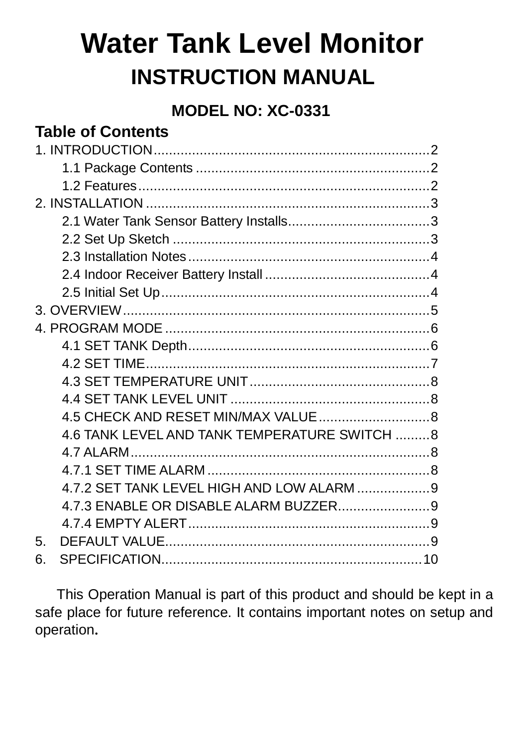# Water Tank Level Monitor

## INSTRUCTION MANUAL

**MODEL NO: XC-0331**

### Table of Contents

1. INTRODUCTION........................................................................2
    - 1.1 Package Contents ...............................................................2
    - 1.2 Features.............................................................................2
2. INSTALLATION ..........................................................................3
    - 2.1 Water Tank Sensor Battery Installs.......................................3
    - 2.2 Set Up Sketch ......................................................................3
    - 2.3 Installation Notes.................................................................4
    - 2.4 Indoor Receiver Battery Install .............................................4
    - 2.5 Initial Set Up........................................................................4
3. OVERVIEW.................................................................................5
4. PROGRAM MODE .......................................................................6
    - 4.1 SET TANK Depth..................................................................6
    - 4.2 SET TIME............................................................................7
    - 4.3 SET TEMPERATURE UNIT ....................................................8
    - 4.4 SET TANK LEVEL UNIT ........................................................8
    - 4.5 CHECK AND RESET MIN/MAX VALUE ..................................8
    - 4.6 TANK LEVEL AND TANK TEMPERATURE SWITCH .........8
    - 4.7 ALARM................................................................................8
    - 4.7.1 SET TIME ALARM .............................................................8
    - 4.7.2 SET TANK LEVEL HIGH AND LOW ALARM ........................9
    - 4.7.3 ENABLE OR DISABLE ALARM BUZZER.............................9
    - 4.7.4 EMPTY ALERT ..................................................................9
5. DEFAULT VALUE........................................................................9
6. SPECIFICATION........................................................................10

This Operation Manual is part of this product and should be kept in a safe place for future reference. It contains important notes on setup and operation.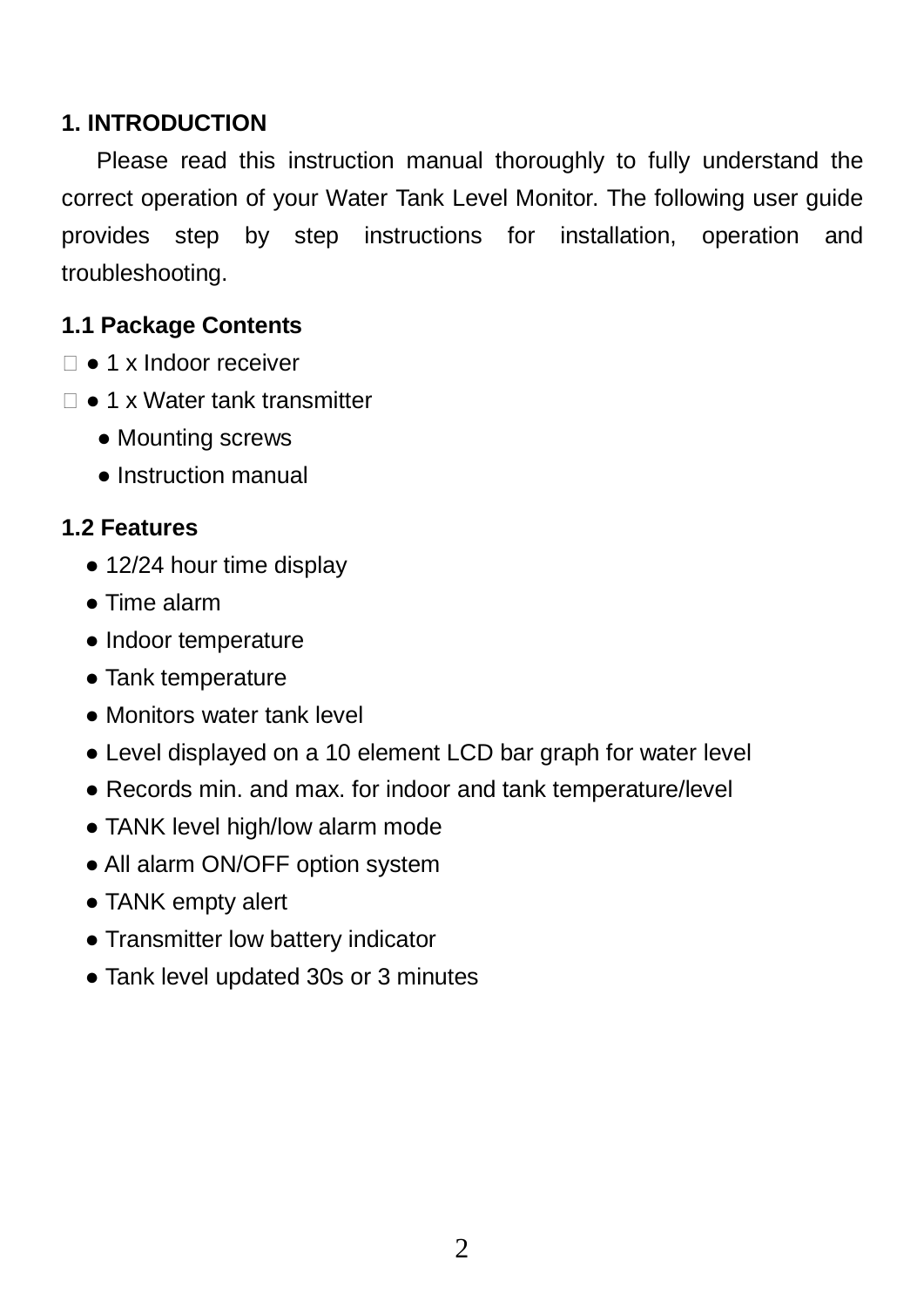# 1. INTRODUCTION

Please read this instruction manual thoroughly to fully understand the correct operation of your Water Tank Level Monitor. The following user guide provides step by step instructions for installation, operation and troubleshooting.

## 1.1 Package Contents

- 1 x Indoor receiver
- 1 x Water tank transmitter
- Mounting screws
- Instruction manual

## 1.2 Features

- 12/24 hour time display
- Time alarm
- Indoor temperature
- Tank temperature
- Monitors water tank level
- Level displayed on a 10 element LCD bar graph for water level
- Records min. and max. for indoor and tank temperature/level
- TANK level high/low alarm mode
- All alarm ON/OFF option system
- TANK empty alert
- Transmitter low battery indicator
- Tank level updated 30s or 3 minutes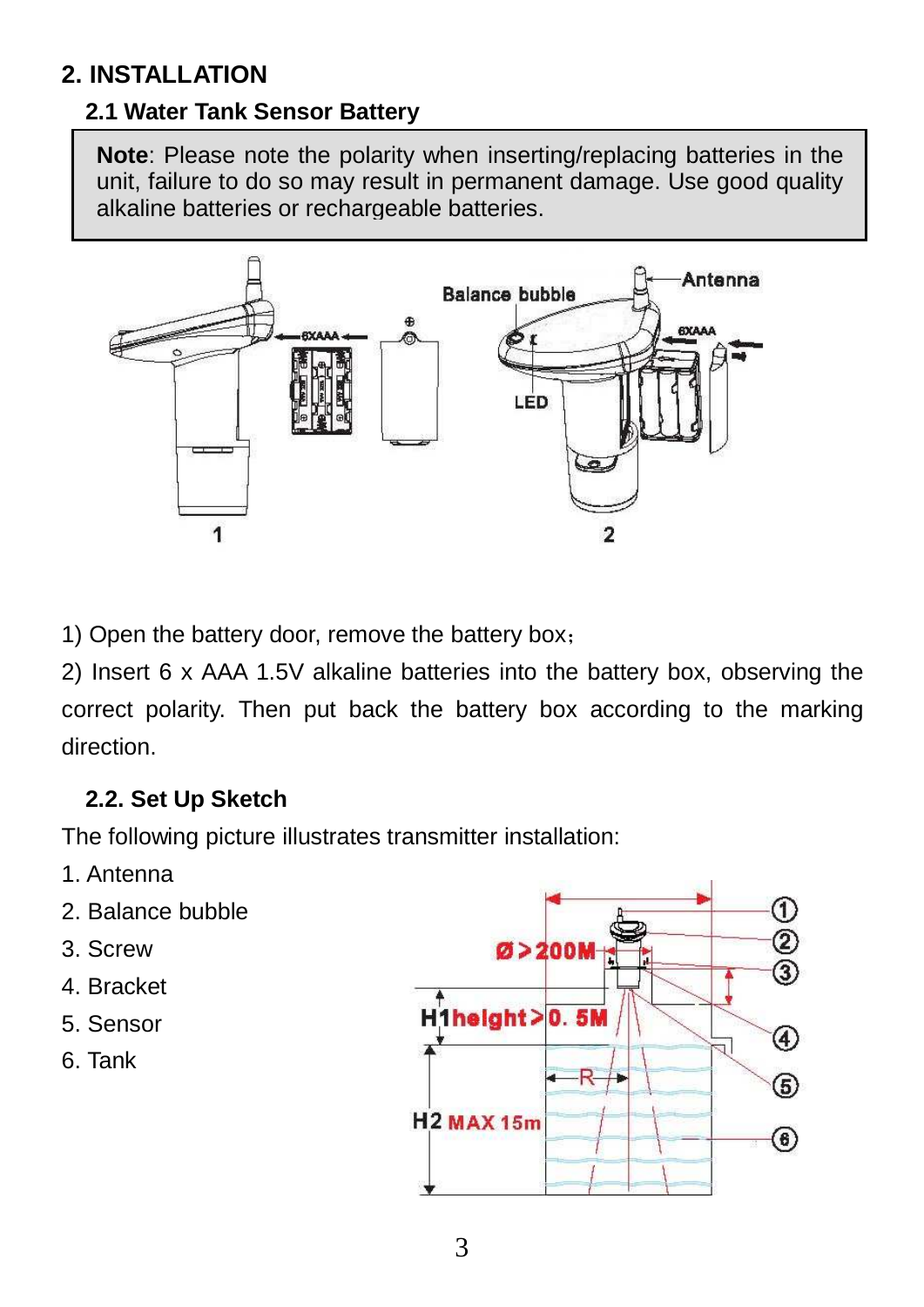## 2. INSTALLATION

### 2.1 Water Tank Sensor Battery

**Note**: Please note the polarity when inserting/replacing batteries in the unit, failure to do so may result in permanent damage. Use good quality alkaline batteries or rechargeable batteries.

1) Open the battery door, remove the battery box；

2) Insert 6 x AAA 1.5V alkaline batteries into the battery box, observing the correct polarity. Then put back the battery box according to the marking direction.

### 2.2. Set Up Sketch

The following picture illustrates transmitter installation:

1. Antenna
2. Balance bubble
3. Screw
4. Bracket
5. Sensor
6. Tank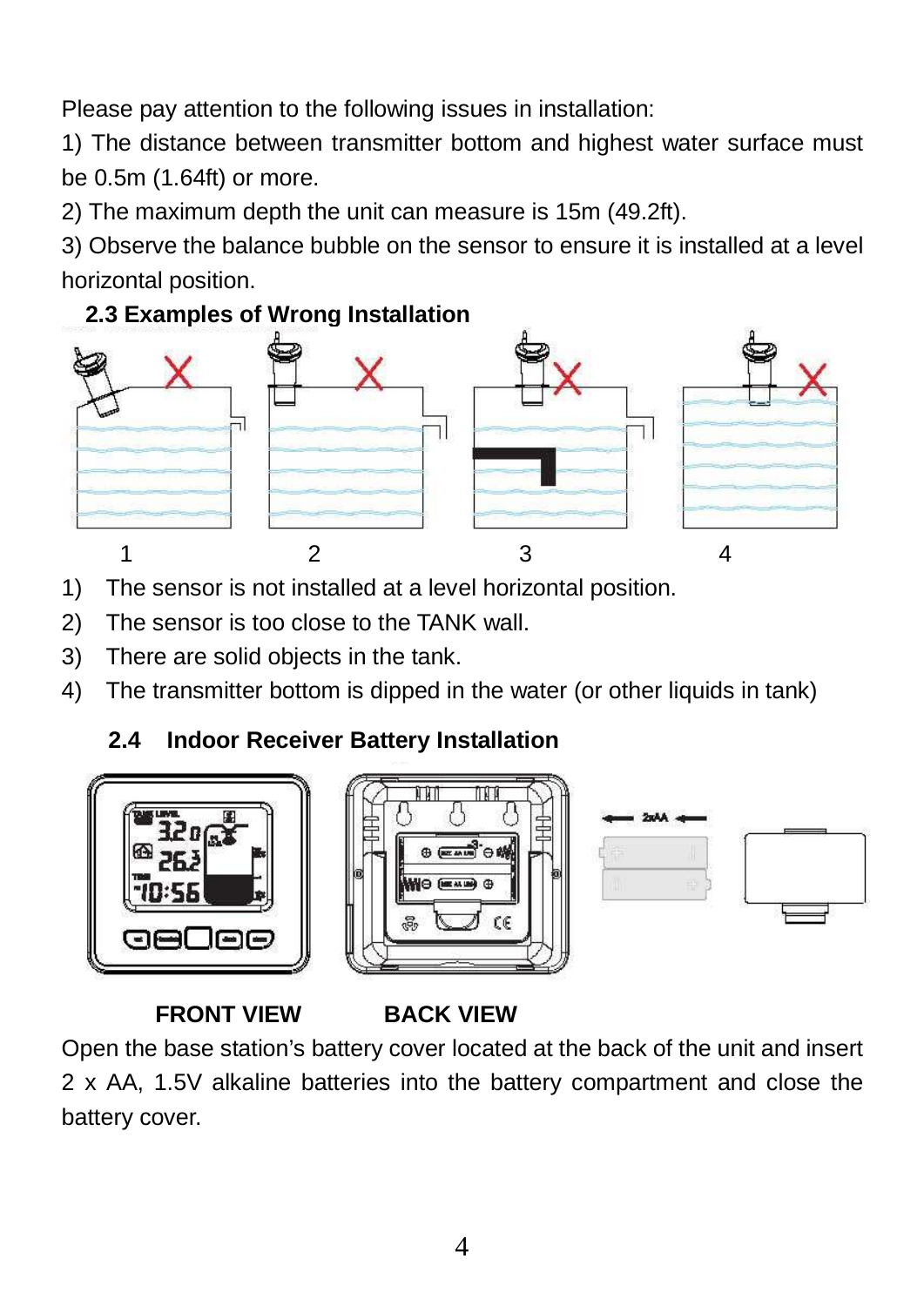Please pay attention to the following issues in installation:

1) The distance between transmitter bottom and highest water surface must be 0.5m (1.64ft) or more.

2) The maximum depth the unit can measure is 15m (49.2ft).

3) Observe the balance bubble on the sensor to ensure it is installed at a level horizontal position.

### 2.3 Examples of Wrong Installation

1 2 3 4

1) The sensor is not installed at a level horizontal position.
2) The sensor is too close to the TANK wall.
3) There are solid objects in the tank.
4) The transmitter bottom is dipped in the water (or other liquids in tank)

### 2.4 Indoor Receiver Battery Installation

**FRONT VIEW** **BACK VIEW**

Open the base station's battery cover located at the back of the unit and insert 2 x AA, 1.5V alkaline batteries into the battery compartment and close the battery cover.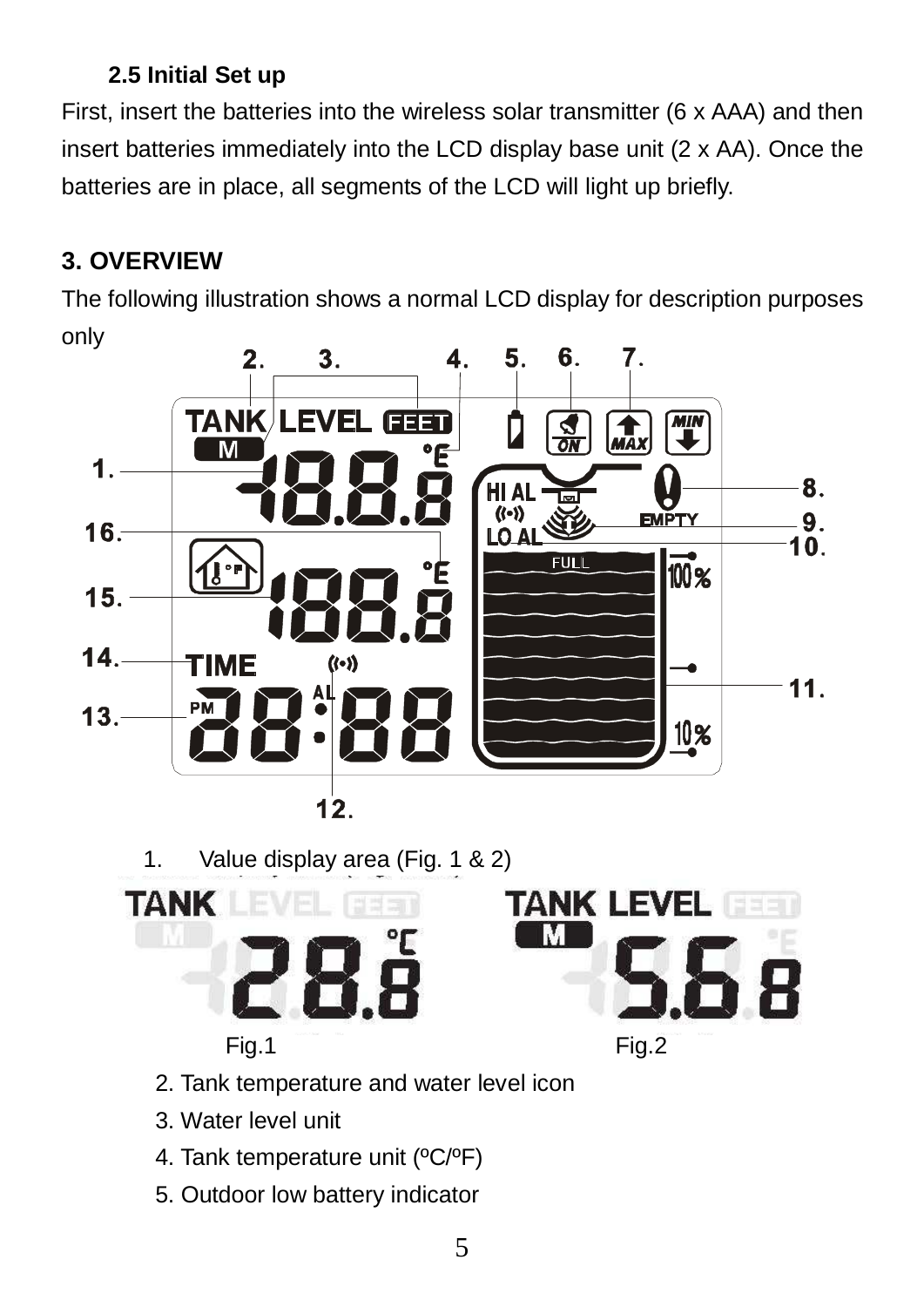### 2.5 Initial Set up

First, insert the batteries into the wireless solar transmitter (6 x AAA) and then insert batteries immediately into the LCD display base unit (2 x AA). Once the batteries are in place, all segments of the LCD will light up briefly.

## 3. OVERVIEW

The following illustration shows a normal LCD display for description purposes only

1. Value display area (Fig. 1 & 2)

Fig.1 Fig.2

2. Tank temperature and water level icon
3. Water level unit
4. Tank temperature unit (ºC/ºF)
5. Outdoor low battery indicator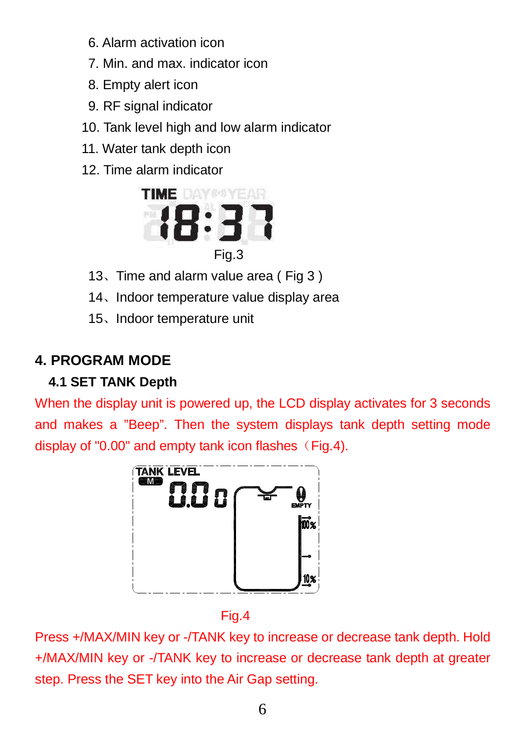6. Alarm activation icon
7. Min. and max. indicator icon
8. Empty alert icon
9. RF signal indicator
10. Tank level high and low alarm indicator
11. Water tank depth icon
12. Time alarm indicator

Fig.3

13、Time and alarm value area ( Fig 3 )
14、Indoor temperature value display area
15、Indoor temperature unit

## 4. PROGRAM MODE

### 4.1 SET TANK Depth

When the display unit is powered up, the LCD display activates for 3 seconds and makes a "Beep". Then the system displays tank depth setting mode display of "0.00" and empty tank icon flashes（Fig.4).

Fig.4

Press +/MAX/MIN key or -/TANK key to increase or decrease tank depth. Hold +/MAX/MIN key or -/TANK key to increase or decrease tank depth at greater step. Press the SET key into the Air Gap setting.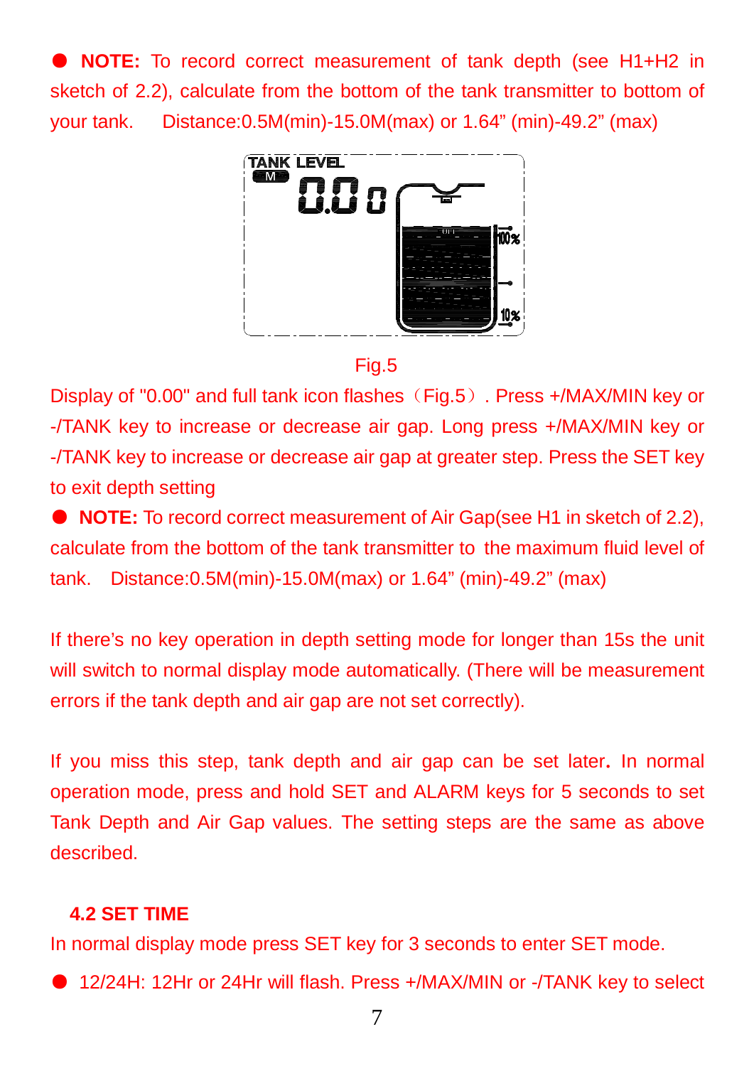● **NOTE:** To record correct measurement of tank depth (see H1+H2 in sketch of 2.2), calculate from the bottom of the tank transmitter to bottom of your tank.   Distance:0.5M(min)-15.0M(max) or 1.64" (min)-49.2" (max)

Fig.5

Display of "0.00" and full tank icon flashes（Fig.5）. Press +/MAX/MIN key or -/TANK key to increase or decrease air gap. Long press +/MAX/MIN key or -/TANK key to increase or decrease air gap at greater step. Press the SET key to exit depth setting

● **NOTE:** To record correct measurement of Air Gap(see H1 in sketch of 2.2), calculate from the bottom of the tank transmitter to the maximum fluid level of tank.   Distance:0.5M(min)-15.0M(max) or 1.64" (min)-49.2" (max)

If there's no key operation in depth setting mode for longer than 15s the unit will switch to normal display mode automatically. (There will be measurement errors if the tank depth and air gap are not set correctly).

If you miss this step, tank depth and air gap can be set later. In normal operation mode, press and hold SET and ALARM keys for 5 seconds to set Tank Depth and Air Gap values. The setting steps are the same as above described.

### 4.2 SET TIME

In normal display mode press SET key for 3 seconds to enter SET mode.

● 12/24H: 12Hr or 24Hr will flash. Press +/MAX/MIN or -/TANK key to select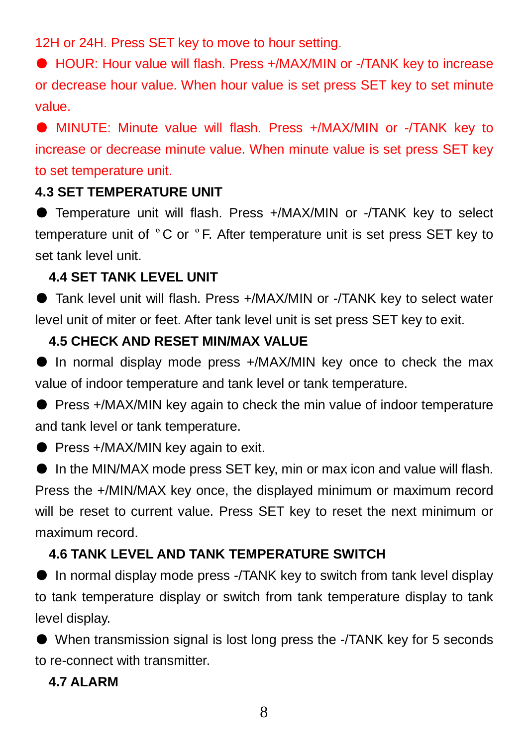12H or 24H. Press SET key to move to hour setting.

- HOUR: Hour value will flash. Press +/MAX/MIN or -/TANK key to increase or decrease hour value. When hour value is set press SET key to set minute value.
- MINUTE: Minute value will flash. Press +/MAX/MIN or -/TANK key to increase or decrease minute value. When minute value is set press SET key to set temperature unit.

### 4.3 SET TEMPERATURE UNIT

- Temperature unit will flash. Press +/MAX/MIN or -/TANK key to select temperature unit of °C or °F. After temperature unit is set press SET key to set tank level unit.

### 4.4 SET TANK LEVEL UNIT

- Tank level unit will flash. Press +/MAX/MIN or -/TANK key to select water level unit of miter or feet. After tank level unit is set press SET key to exit.

### 4.5 CHECK AND RESET MIN/MAX VALUE

- In normal display mode press +/MAX/MIN key once to check the max value of indoor temperature and tank level or tank temperature.
- Press +/MAX/MIN key again to check the min value of indoor temperature and tank level or tank temperature.
- Press +/MAX/MIN key again to exit.
- In the MIN/MAX mode press SET key, min or max icon and value will flash. Press the +/MIN/MAX key once, the displayed minimum or maximum record will be reset to current value. Press SET key to reset the next minimum or maximum record.

### 4.6 TANK LEVEL AND TANK TEMPERATURE SWITCH

- In normal display mode press -/TANK key to switch from tank level display to tank temperature display or switch from tank temperature display to tank level display.
- When transmission signal is lost long press the -/TANK key for 5 seconds to re-connect with transmitter.

### 4.7 ALARM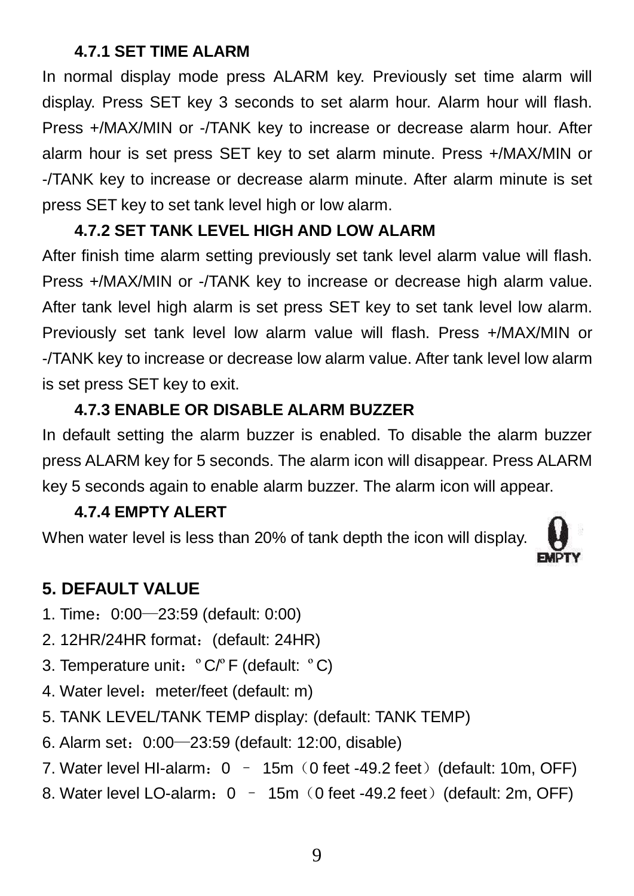#### 4.7.1 SET TIME ALARM

In normal display mode press ALARM key. Previously set time alarm will display. Press SET key 3 seconds to set alarm hour. Alarm hour will flash. Press +/MAX/MIN or -/TANK key to increase or decrease alarm hour. After alarm hour is set press SET key to set alarm minute. Press +/MAX/MIN or -/TANK key to increase or decrease alarm minute. After alarm minute is set press SET key to set tank level high or low alarm.

#### 4.7.2 SET TANK LEVEL HIGH AND LOW ALARM

After finish time alarm setting previously set tank level alarm value will flash. Press +/MAX/MIN or -/TANK key to increase or decrease high alarm value. After tank level high alarm is set press SET key to set tank level low alarm. Previously set tank level low alarm value will flash. Press +/MAX/MIN or -/TANK key to increase or decrease low alarm value. After tank level low alarm is set press SET key to exit.

#### 4.7.3 ENABLE OR DISABLE ALARM BUZZER

In default setting the alarm buzzer is enabled. To disable the alarm buzzer press ALARM key for 5 seconds. The alarm icon will disappear. Press ALARM key 5 seconds again to enable alarm buzzer. The alarm icon will appear.

#### 4.7.4 EMPTY ALERT

When water level is less than 20% of tank depth the icon will display.

## 5. DEFAULT VALUE

1. Time：0:00—23:59 (default: 0:00)
2. 12HR/24HR format：(default: 24HR)
3. Temperature unit：ºC/ºF (default: ºC)
4. Water level：meter/feet (default: m)
5. TANK LEVEL/TANK TEMP display: (default: TANK TEMP)
6. Alarm set：0:00—23:59 (default: 12:00, disable)
7. Water level HI-alarm：0 – 15m（0 feet -49.2 feet）(default: 10m, OFF)
8. Water level LO-alarm：0 – 15m（0 feet -49.2 feet）(default: 2m, OFF)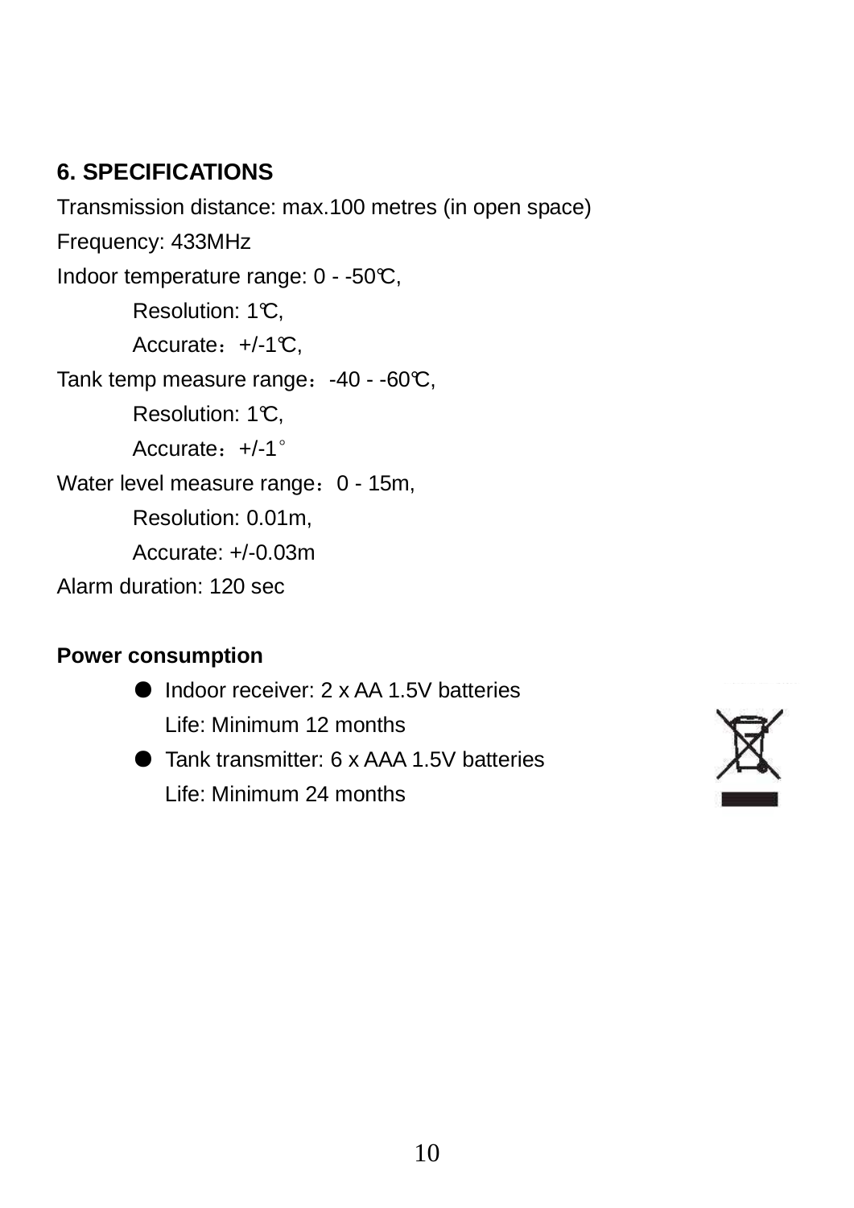## 6. SPECIFICATIONS

Transmission distance: max.100 metres (in open space)

Frequency: 433MHz

Indoor temperature range: 0 - -50℃,

Resolution: 1℃,

Accurate：+/-1℃,

Tank temp measure range：-40 - -60℃,

Resolution: 1℃,

Accurate：+/-1°

Water level measure range：0 - 15m,

Resolution: 0.01m,

Accurate: +/-0.03m

Alarm duration: 120 sec

**Power consumption**

- Indoor receiver: 2 x AA 1.5V batteries
  Life: Minimum 12 months
- Tank transmitter: 6 x AAA 1.5V batteries
  Life: Minimum 24 months